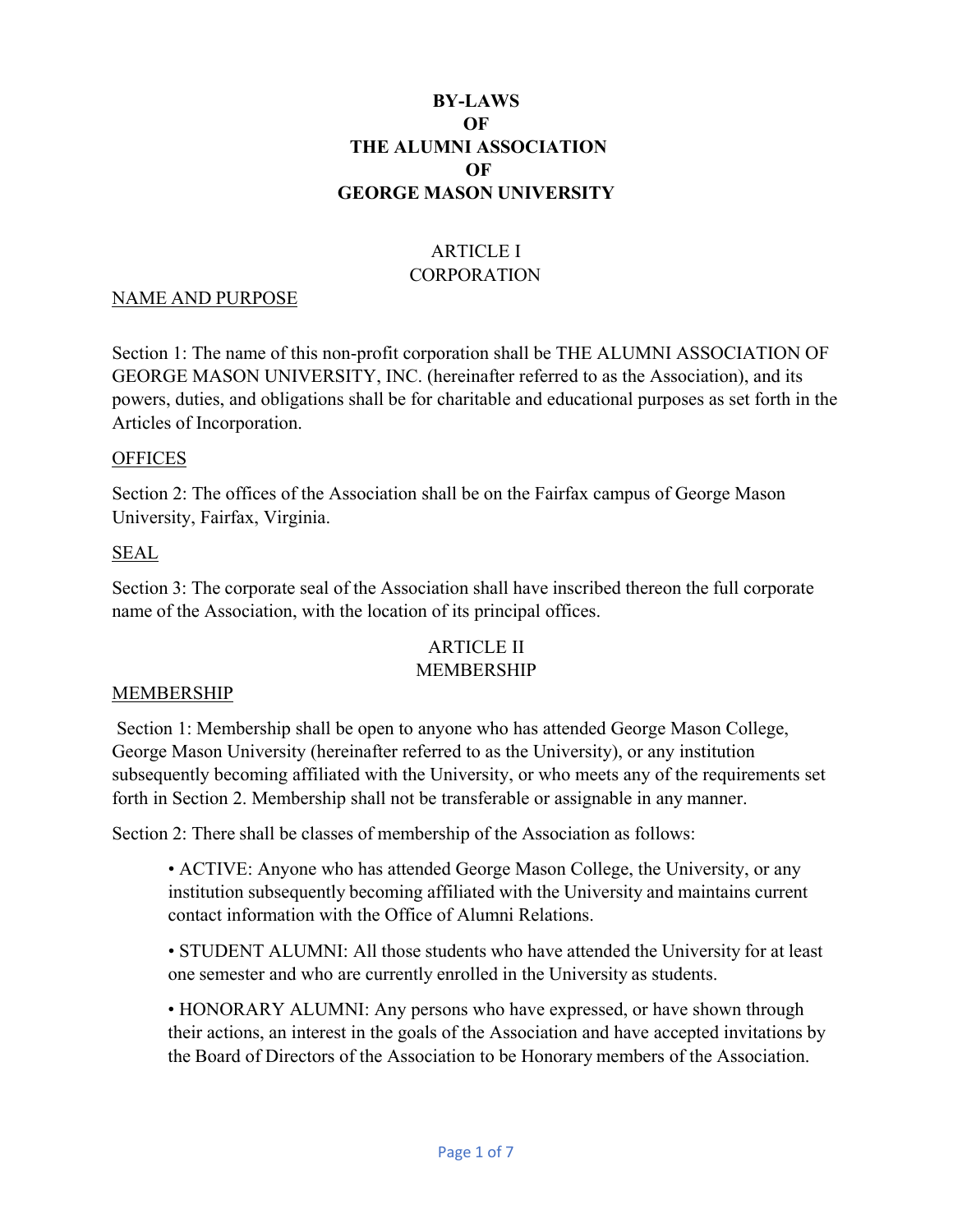# BY-LAWS
# OF
# THE ALUMNI ASSOCIATION
# OF
# GEORGE MASON UNIVERSITY

## ARTICLE I
## CORPORATION

### NAME AND PURPOSE

Section 1: The name of this non-profit corporation shall be THE ALUMNI ASSOCIATION OF GEORGE MASON UNIVERSITY, INC. (hereinafter referred to as the Association), and its powers, duties, and obligations shall be for charitable and educational purposes as set forth in the Articles of Incorporation.

### OFFICES

Section 2: The offices of the Association shall be on the Fairfax campus of George Mason University, Fairfax, Virginia.

### SEAL

Section 3: The corporate seal of the Association shall have inscribed thereon the full corporate name of the Association, with the location of its principal offices.

## ARTICLE II
## MEMBERSHIP

### MEMBERSHIP

Section 1: Membership shall be open to anyone who has attended George Mason College, George Mason University (hereinafter referred to as the University), or any institution subsequently becoming affiliated with the University, or who meets any of the requirements set forth in Section 2. Membership shall not be transferable or assignable in any manner.

Section 2: There shall be classes of membership of the Association as follows:

- ACTIVE: Anyone who has attended George Mason College, the University, or any institution subsequently becoming affiliated with the University and maintains current contact information with the Office of Alumni Relations.

- STUDENT ALUMNI: All those students who have attended the University for at least one semester and who are currently enrolled in the University as students.

- HONORARY ALUMNI: Any persons who have expressed, or have shown through their actions, an interest in the goals of the Association and have accepted invitations by the Board of Directors of the Association to be Honorary members of the Association.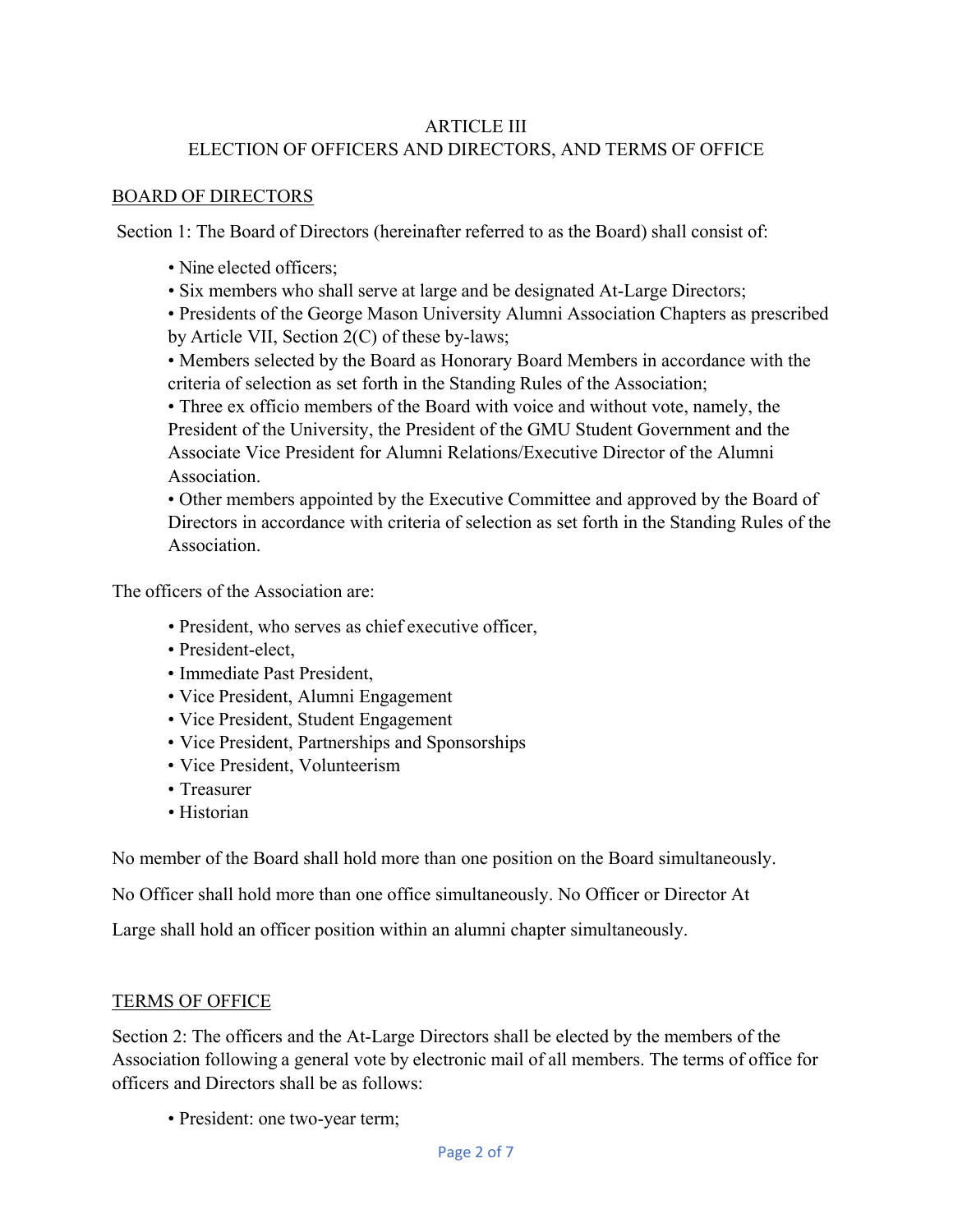# ARTICLE III
# ELECTION OF OFFICERS AND DIRECTORS, AND TERMS OF OFFICE

## BOARD OF DIRECTORS

Section 1: The Board of Directors (hereinafter referred to as the Board) shall consist of:

- Nine elected officers;
- Six members who shall serve at large and be designated At-Large Directors;
- Presidents of the George Mason University Alumni Association Chapters as prescribed by Article VII, Section 2(C) of these by-laws;
- Members selected by the Board as Honorary Board Members in accordance with the criteria of selection as set forth in the Standing Rules of the Association;
- Three ex officio members of the Board with voice and without vote, namely, the President of the University, the President of the GMU Student Government and the Associate Vice President for Alumni Relations/Executive Director of the Alumni Association.
- Other members appointed by the Executive Committee and approved by the Board of Directors in accordance with criteria of selection as set forth in the Standing Rules of the Association.

The officers of the Association are:

- President, who serves as chief executive officer,
- President-elect,
- Immediate Past President,
- Vice President, Alumni Engagement
- Vice President, Student Engagement
- Vice President, Partnerships and Sponsorships
- Vice President, Volunteerism
- Treasurer
- Historian

No member of the Board shall hold more than one position on the Board simultaneously.

No Officer shall hold more than one office simultaneously. No Officer or Director At Large shall hold an officer position within an alumni chapter simultaneously.

## TERMS OF OFFICE

Section 2: The officers and the At-Large Directors shall be elected by the members of the Association following a general vote by electronic mail of all members. The terms of office for officers and Directors shall be as follows:

- President: one two-year term;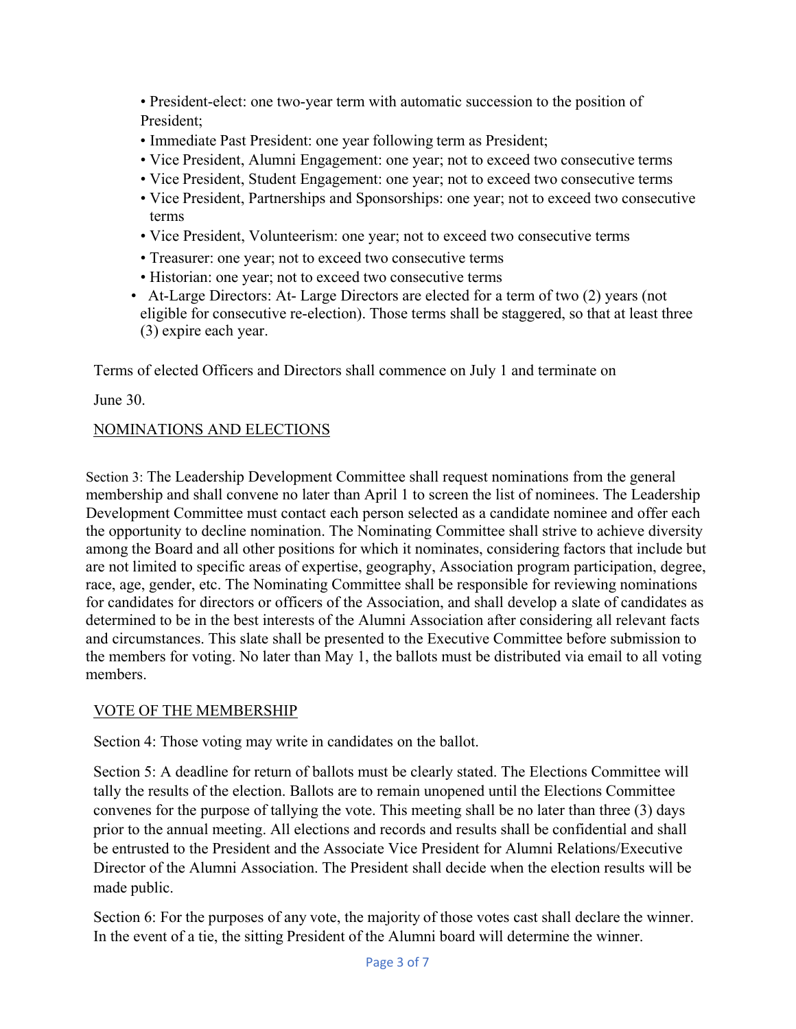- President-elect: one two-year term with automatic succession to the position of President;
- Immediate Past President: one year following term as President;
- Vice President, Alumni Engagement: one year; not to exceed two consecutive terms
- Vice President, Student Engagement: one year; not to exceed two consecutive terms
- Vice President, Partnerships and Sponsorships: one year; not to exceed two consecutive terms
- Vice President, Volunteerism: one year; not to exceed two consecutive terms
- Treasurer: one year; not to exceed two consecutive terms
- Historian: one year; not to exceed two consecutive terms
- At-Large Directors: At- Large Directors are elected for a term of two (2) years (not eligible for consecutive re-election). Those terms shall be staggered, so that at least three (3) expire each year.

Terms of elected Officers and Directors shall commence on July 1 and terminate on

June 30.

NOMINATIONS AND ELECTIONS

Section 3: The Leadership Development Committee shall request nominations from the general membership and shall convene no later than April 1 to screen the list of nominees. The Leadership Development Committee must contact each person selected as a candidate nominee and offer each the opportunity to decline nomination. The Nominating Committee shall strive to achieve diversity among the Board and all other positions for which it nominates, considering factors that include but are not limited to specific areas of expertise, geography, Association program participation, degree, race, age, gender, etc. The Nominating Committee shall be responsible for reviewing nominations for candidates for directors or officers of the Association, and shall develop a slate of candidates as determined to be in the best interests of the Alumni Association after considering all relevant facts and circumstances. This slate shall be presented to the Executive Committee before submission to the members for voting. No later than May 1, the ballots must be distributed via email to all voting members.

VOTE OF THE MEMBERSHIP

Section 4: Those voting may write in candidates on the ballot.

Section 5: A deadline for return of ballots must be clearly stated. The Elections Committee will tally the results of the election. Ballots are to remain unopened until the Elections Committee convenes for the purpose of tallying the vote. This meeting shall be no later than three (3) days prior to the annual meeting. All elections and records and results shall be confidential and shall be entrusted to the President and the Associate Vice President for Alumni Relations/Executive Director of the Alumni Association. The President shall decide when the election results will be made public.

Section 6: For the purposes of any vote, the majority of those votes cast shall declare the winner. In the event of a tie, the sitting President of the Alumni board will determine the winner.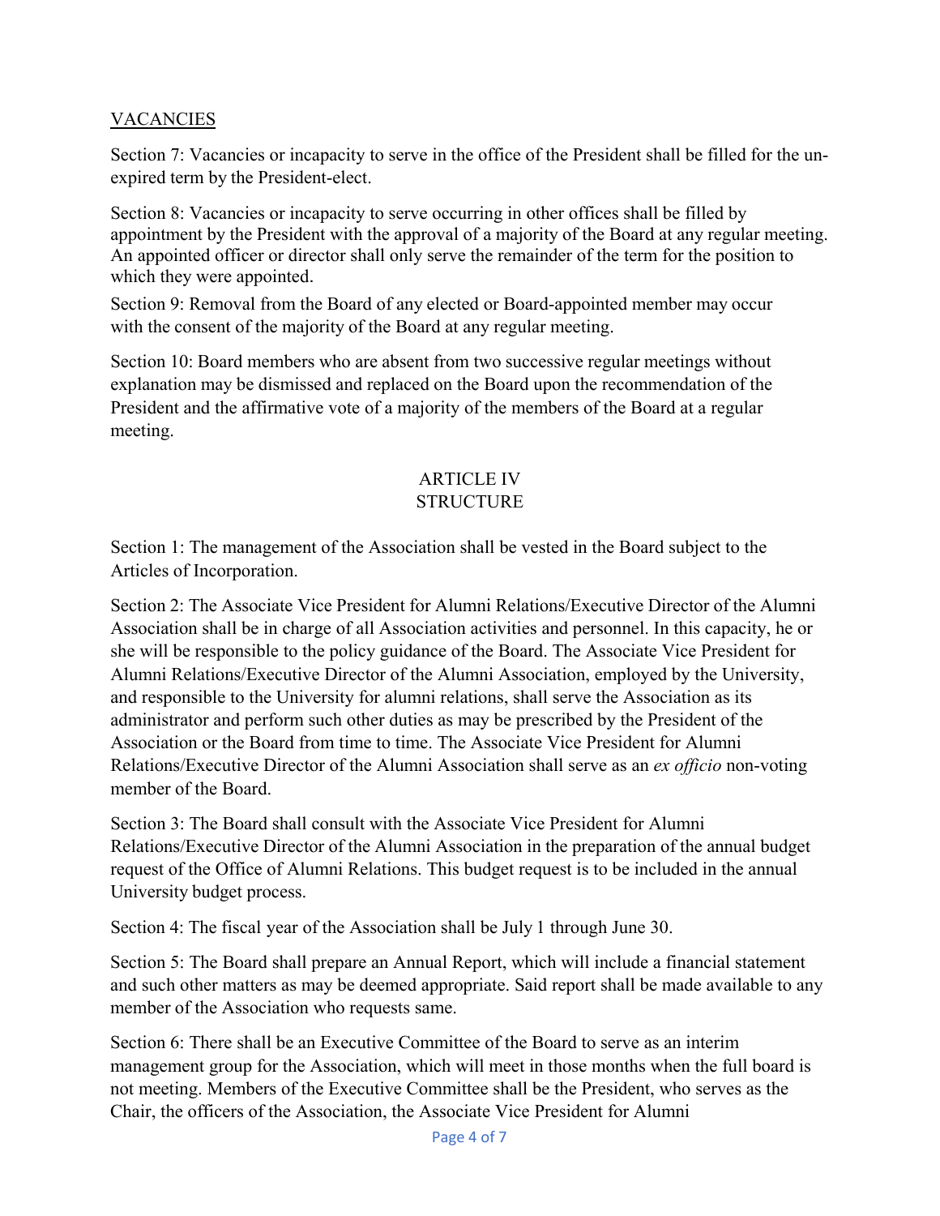## VACANCIES

Section 7: Vacancies or incapacity to serve in the office of the President shall be filled for the un-expired term by the President-elect.

Section 8: Vacancies or incapacity to serve occurring in other offices shall be filled by appointment by the President with the approval of a majority of the Board at any regular meeting. An appointed officer or director shall only serve the remainder of the term for the position to which they were appointed.

Section 9: Removal from the Board of any elected or Board-appointed member may occur with the consent of the majority of the Board at any regular meeting.

Section 10: Board members who are absent from two successive regular meetings without explanation may be dismissed and replaced on the Board upon the recommendation of the President and the affirmative vote of a majority of the members of the Board at a regular meeting.

## ARTICLE IV
## STRUCTURE

Section 1: The management of the Association shall be vested in the Board subject to the Articles of Incorporation.

Section 2: The Associate Vice President for Alumni Relations/Executive Director of the Alumni Association shall be in charge of all Association activities and personnel. In this capacity, he or she will be responsible to the policy guidance of the Board. The Associate Vice President for Alumni Relations/Executive Director of the Alumni Association, employed by the University, and responsible to the University for alumni relations, shall serve the Association as its administrator and perform such other duties as may be prescribed by the President of the Association or the Board from time to time. The Associate Vice President for Alumni Relations/Executive Director of the Alumni Association shall serve as an *ex officio* non-voting member of the Board.

Section 3: The Board shall consult with the Associate Vice President for Alumni Relations/Executive Director of the Alumni Association in the preparation of the annual budget request of the Office of Alumni Relations. This budget request is to be included in the annual University budget process.

Section 4: The fiscal year of the Association shall be July 1 through June 30.

Section 5: The Board shall prepare an Annual Report, which will include a financial statement and such other matters as may be deemed appropriate. Said report shall be made available to any member of the Association who requests same.

Section 6: There shall be an Executive Committee of the Board to serve as an interim management group for the Association, which will meet in those months when the full board is not meeting. Members of the Executive Committee shall be the President, who serves as the Chair, the officers of the Association, the Associate Vice President for Alumni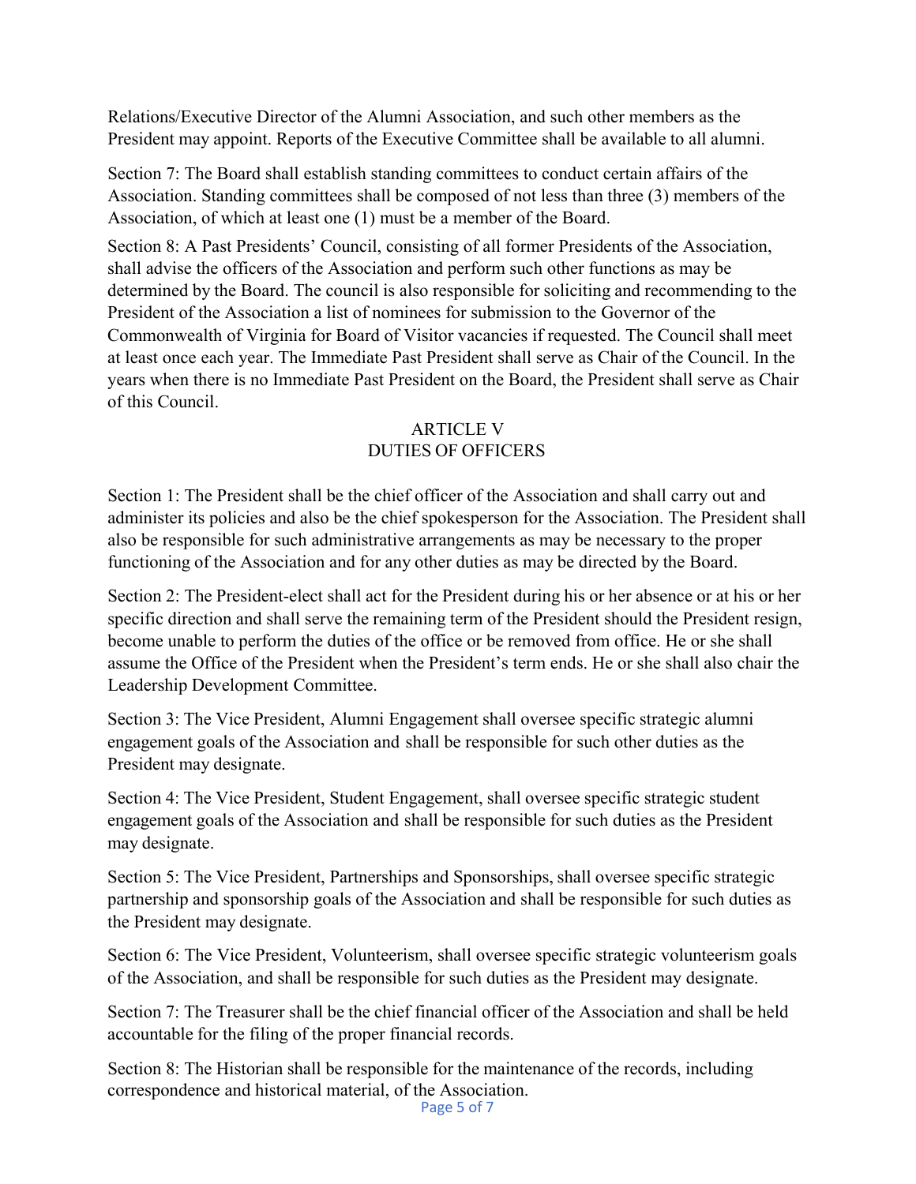Relations/Executive Director of the Alumni Association, and such other members as the President may appoint. Reports of the Executive Committee shall be available to all alumni.

Section 7: The Board shall establish standing committees to conduct certain affairs of the Association. Standing committees shall be composed of not less than three (3) members of the Association, of which at least one (1) must be a member of the Board.

Section 8: A Past Presidents' Council, consisting of all former Presidents of the Association, shall advise the officers of the Association and perform such other functions as may be determined by the Board. The council is also responsible for soliciting and recommending to the President of the Association a list of nominees for submission to the Governor of the Commonwealth of Virginia for Board of Visitor vacancies if requested. The Council shall meet at least once each year. The Immediate Past President shall serve as Chair of the Council. In the years when there is no Immediate Past President on the Board, the President shall serve as Chair of this Council.

## ARTICLE V
## DUTIES OF OFFICERS

Section 1: The President shall be the chief officer of the Association and shall carry out and administer its policies and also be the chief spokesperson for the Association. The President shall also be responsible for such administrative arrangements as may be necessary to the proper functioning of the Association and for any other duties as may be directed by the Board.

Section 2: The President-elect shall act for the President during his or her absence or at his or her specific direction and shall serve the remaining term of the President should the President resign, become unable to perform the duties of the office or be removed from office. He or she shall assume the Office of the President when the President's term ends. He or she shall also chair the Leadership Development Committee.

Section 3: The Vice President, Alumni Engagement shall oversee specific strategic alumni engagement goals of the Association and shall be responsible for such other duties as the President may designate.

Section 4: The Vice President, Student Engagement, shall oversee specific strategic student engagement goals of the Association and shall be responsible for such duties as the President may designate.

Section 5: The Vice President, Partnerships and Sponsorships, shall oversee specific strategic partnership and sponsorship goals of the Association and shall be responsible for such duties as the President may designate.

Section 6: The Vice President, Volunteerism, shall oversee specific strategic volunteerism goals of the Association, and shall be responsible for such duties as the President may designate.

Section 7: The Treasurer shall be the chief financial officer of the Association and shall be held accountable for the filing of the proper financial records.

Section 8: The Historian shall be responsible for the maintenance of the records, including correspondence and historical material, of the Association.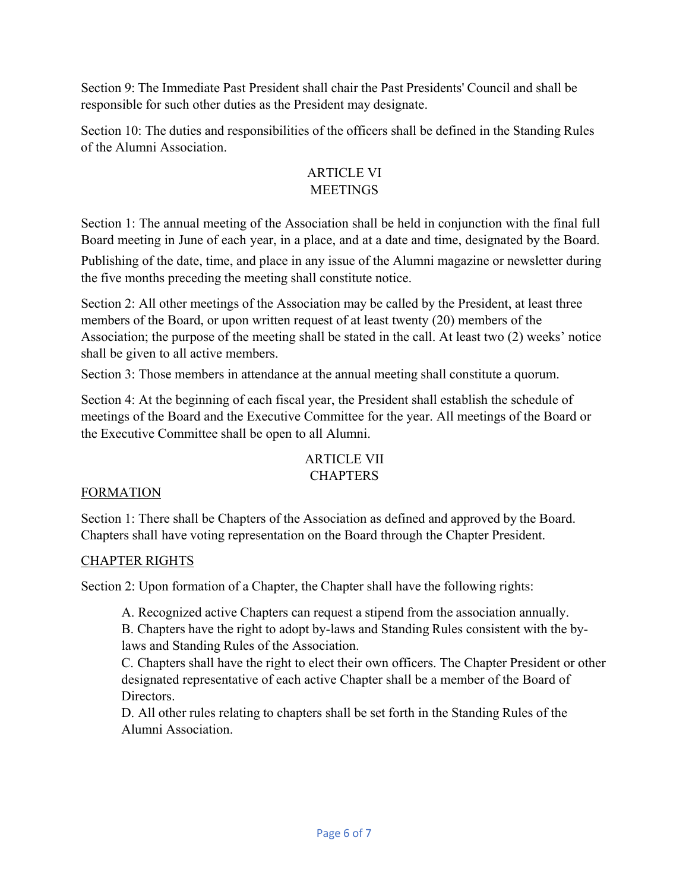Section 9: The Immediate Past President shall chair the Past Presidents' Council and shall be responsible for such other duties as the President may designate.

Section 10: The duties and responsibilities of the officers shall be defined in the Standing Rules of the Alumni Association.

## ARTICLE VI
## MEETINGS

Section 1: The annual meeting of the Association shall be held in conjunction with the final full Board meeting in June of each year, in a place, and at a date and time, designated by the Board. Publishing of the date, time, and place in any issue of the Alumni magazine or newsletter during the five months preceding the meeting shall constitute notice.

Section 2: All other meetings of the Association may be called by the President, at least three members of the Board, or upon written request of at least twenty (20) members of the Association; the purpose of the meeting shall be stated in the call. At least two (2) weeks' notice shall be given to all active members.

Section 3: Those members in attendance at the annual meeting shall constitute a quorum.

Section 4: At the beginning of each fiscal year, the President shall establish the schedule of meetings of the Board and the Executive Committee for the year. All meetings of the Board or the Executive Committee shall be open to all Alumni.

## ARTICLE VII
## CHAPTERS

### FORMATION

Section 1: There shall be Chapters of the Association as defined and approved by the Board. Chapters shall have voting representation on the Board through the Chapter President.

### CHAPTER RIGHTS

Section 2: Upon formation of a Chapter, the Chapter shall have the following rights:

A. Recognized active Chapters can request a stipend from the association annually.
B. Chapters have the right to adopt by-laws and Standing Rules consistent with the by-laws and Standing Rules of the Association.
C. Chapters shall have the right to elect their own officers. The Chapter President or other designated representative of each active Chapter shall be a member of the Board of Directors.
D. All other rules relating to chapters shall be set forth in the Standing Rules of the Alumni Association.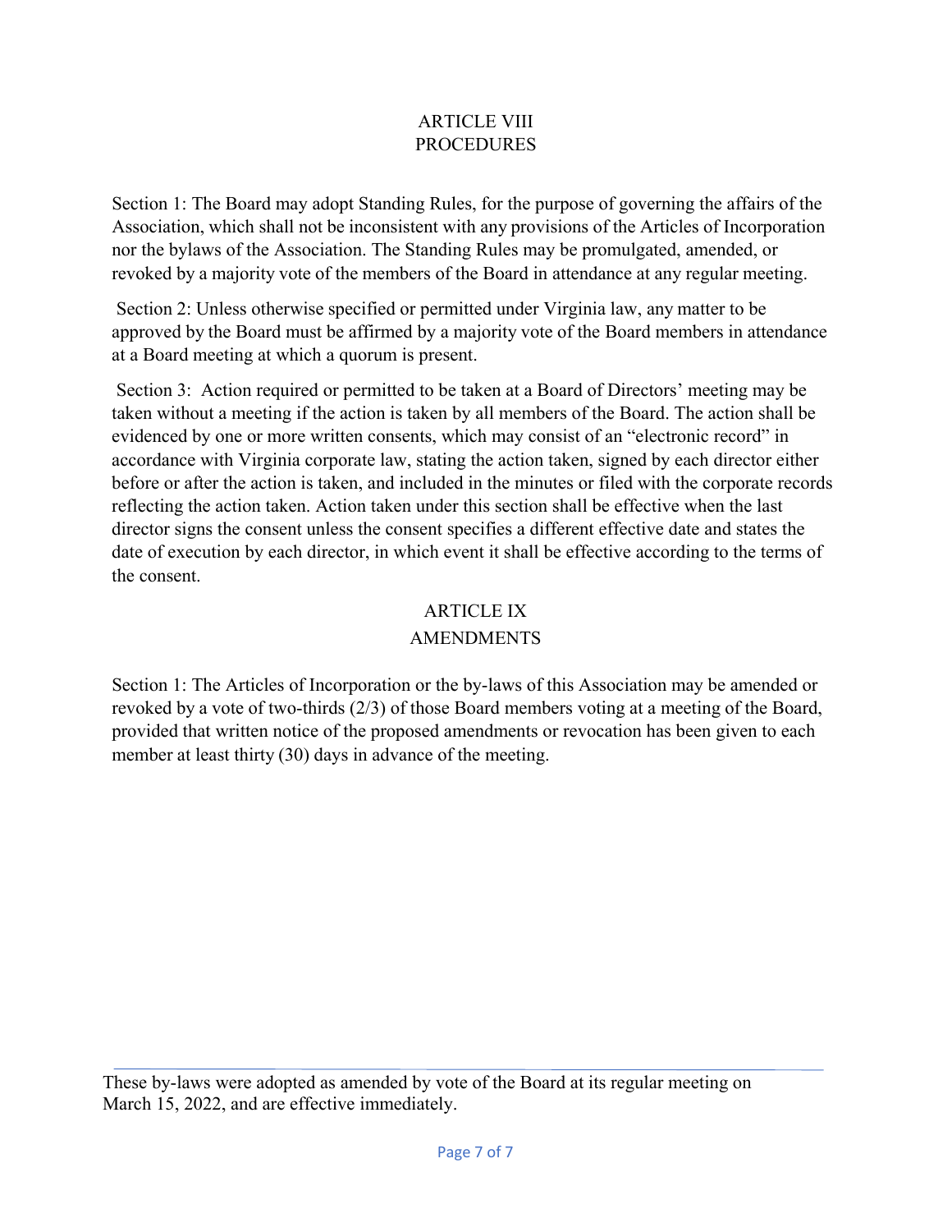## ARTICLE VIII
## PROCEDURES

Section 1: The Board may adopt Standing Rules, for the purpose of governing the affairs of the Association, which shall not be inconsistent with any provisions of the Articles of Incorporation nor the bylaws of the Association. The Standing Rules may be promulgated, amended, or revoked by a majority vote of the members of the Board in attendance at any regular meeting.

Section 2: Unless otherwise specified or permitted under Virginia law, any matter to be approved by the Board must be affirmed by a majority vote of the Board members in attendance at a Board meeting at which a quorum is present.

Section 3: Action required or permitted to be taken at a Board of Directors' meeting may be taken without a meeting if the action is taken by all members of the Board. The action shall be evidenced by one or more written consents, which may consist of an "electronic record" in accordance with Virginia corporate law, stating the action taken, signed by each director either before or after the action is taken, and included in the minutes or filed with the corporate records reflecting the action taken. Action taken under this section shall be effective when the last director signs the consent unless the consent specifies a different effective date and states the date of execution by each director, in which event it shall be effective according to the terms of the consent.

## ARTICLE IX
## AMENDMENTS

Section 1: The Articles of Incorporation or the by-laws of this Association may be amended or revoked by a vote of two-thirds (2/3) of those Board members voting at a meeting of the Board, provided that written notice of the proposed amendments or revocation has been given to each member at least thirty (30) days in advance of the meeting.

---

These by-laws were adopted as amended by vote of the Board at its regular meeting on March 15, 2022, and are effective immediately.